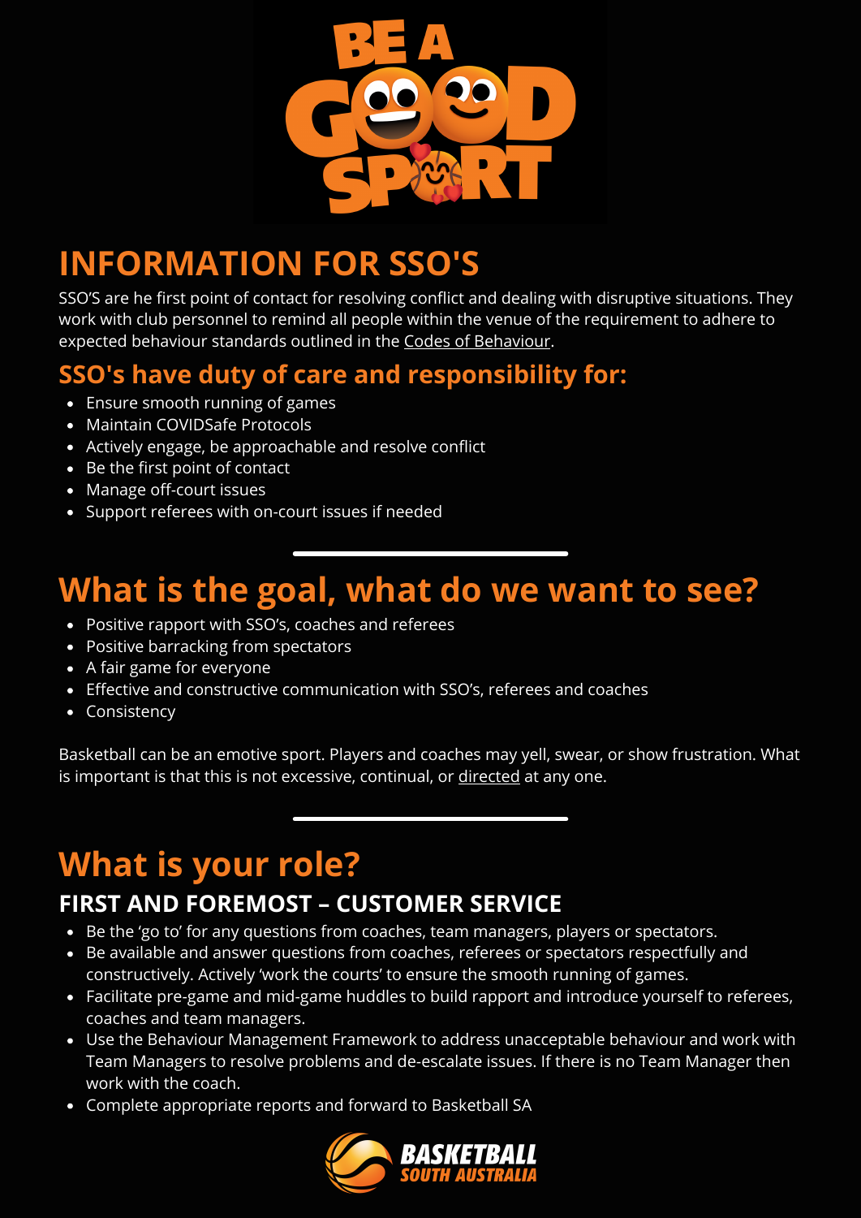# BE A GOOD SPORT

## INFORMATION FOR SSO'S

SSO'S are he first point of contact for resolving conflict and dealing with disruptive situations. They work with club personnel to remind all people within the venue of the requirement to adhere to expected behaviour standards outlined in the Codes of Behaviour.

### SSO's have duty of care and responsibility for:

- Ensure smooth running of games
- Maintain COVIDSafe Protocols
- Actively engage, be approachable and resolve conflict
- Be the first point of contact
- Manage off-court issues
- Support referees with on-court issues if needed

## What is the goal, what do we want to see?

- Positive rapport with SSO's, coaches and referees
- Positive barracking from spectators
- A fair game for everyone
- Effective and constructive communication with SSO's, referees and coaches
- Consistency

Basketball can be an emotive sport. Players and coaches may yell, swear, or show frustration. What is important is that this is not excessive, continual, or directed at any one.

## What is your role?

### FIRST AND FOREMOST – CUSTOMER SERVICE

- Be the 'go to' for any questions from coaches, team managers, players or spectators.
- Be available and answer questions from coaches, referees or spectators respectfully and constructively. Actively 'work the courts' to ensure the smooth running of games.
- Facilitate pre-game and mid-game huddles to build rapport and introduce yourself to referees, coaches and team managers.
- Use the Behaviour Management Framework to address unacceptable behaviour and work with Team Managers to resolve problems and de-escalate issues. If there is no Team Manager then work with the coach.
- Complete appropriate reports and forward to Basketball SA

BASKETBALL SOUTH AUSTRALIA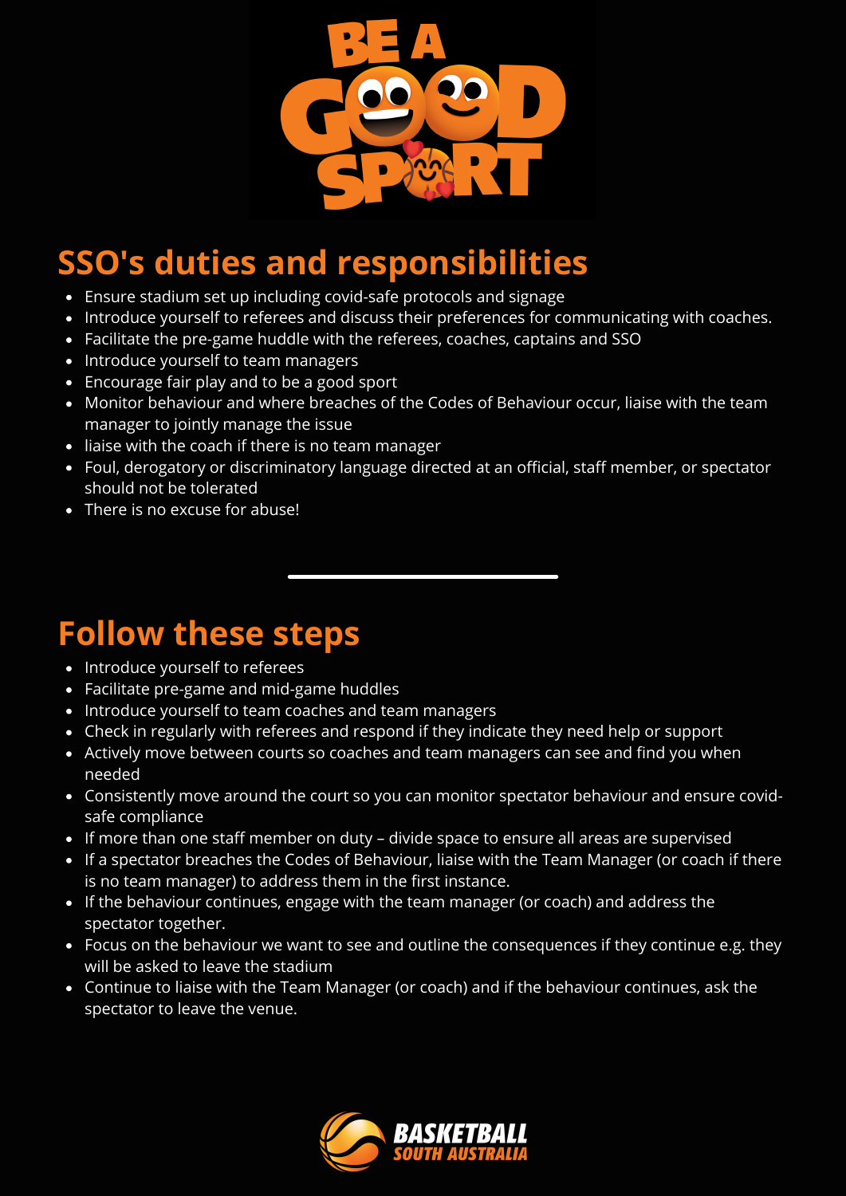## SSO's duties and responsibilities

- Ensure stadium set up including covid-safe protocols and signage
- Introduce yourself to referees and discuss their preferences for communicating with coaches.
- Facilitate the pre-game huddle with the referees, coaches, captains and SSO
- Introduce yourself to team managers
- Encourage fair play and to be a good sport
- Monitor behaviour and where breaches of the Codes of Behaviour occur, liaise with the team manager to jointly manage the issue
- liaise with the coach if there is no team manager
- Foul, derogatory or discriminatory language directed at an official, staff member, or spectator should not be tolerated
- There is no excuse for abuse!

## Follow these steps

- Introduce yourself to referees
- Facilitate pre-game and mid-game huddles
- Introduce yourself to team coaches and team managers
- Check in regularly with referees and respond if they indicate they need help or support
- Actively move between courts so coaches and team managers can see and find you when needed
- Consistently move around the court so you can monitor spectator behaviour and ensure covid-safe compliance
- If more than one staff member on duty – divide space to ensure all areas are supervised
- If a spectator breaches the Codes of Behaviour, liaise with the Team Manager (or coach if there is no team manager) to address them in the first instance.
- If the behaviour continues, engage with the team manager (or coach) and address the spectator together.
- Focus on the behaviour we want to see and outline the consequences if they continue e.g. they will be asked to leave the stadium
- Continue to liaise with the Team Manager (or coach) and if the behaviour continues, ask the spectator to leave the venue.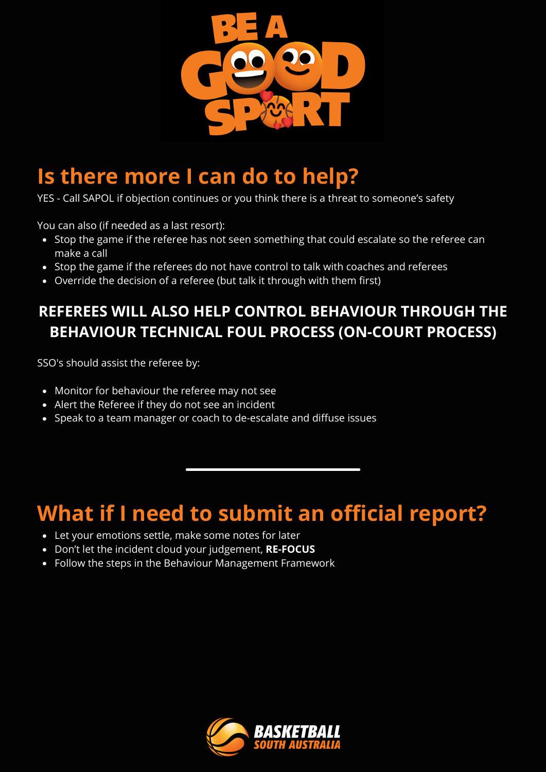## Is there more I can do to help?

YES - Call SAPOL if objection continues or you think there is a threat to someone's safety

You can also (if needed as a last resort):

- Stop the game if the referee has not seen something that could escalate so the referee can make a call
- Stop the game if the referees do not have control to talk with coaches and referees
- Override the decision of a referee (but talk it through with them first)

### REFEREES WILL ALSO HELP CONTROL BEHAVIOUR THROUGH THE BEHAVIOUR TECHNICAL FOUL PROCESS (ON-COURT PROCESS)

SSO's should assist the referee by:

- Monitor for behaviour the referee may not see
- Alert the Referee if they do not see an incident
- Speak to a team manager or coach to de-escalate and diffuse issues

---

## What if I need to submit an official report?

- Let your emotions settle, make some notes for later
- Don't let the incident cloud your judgement, **RE-FOCUS**
- Follow the steps in the Behaviour Management Framework